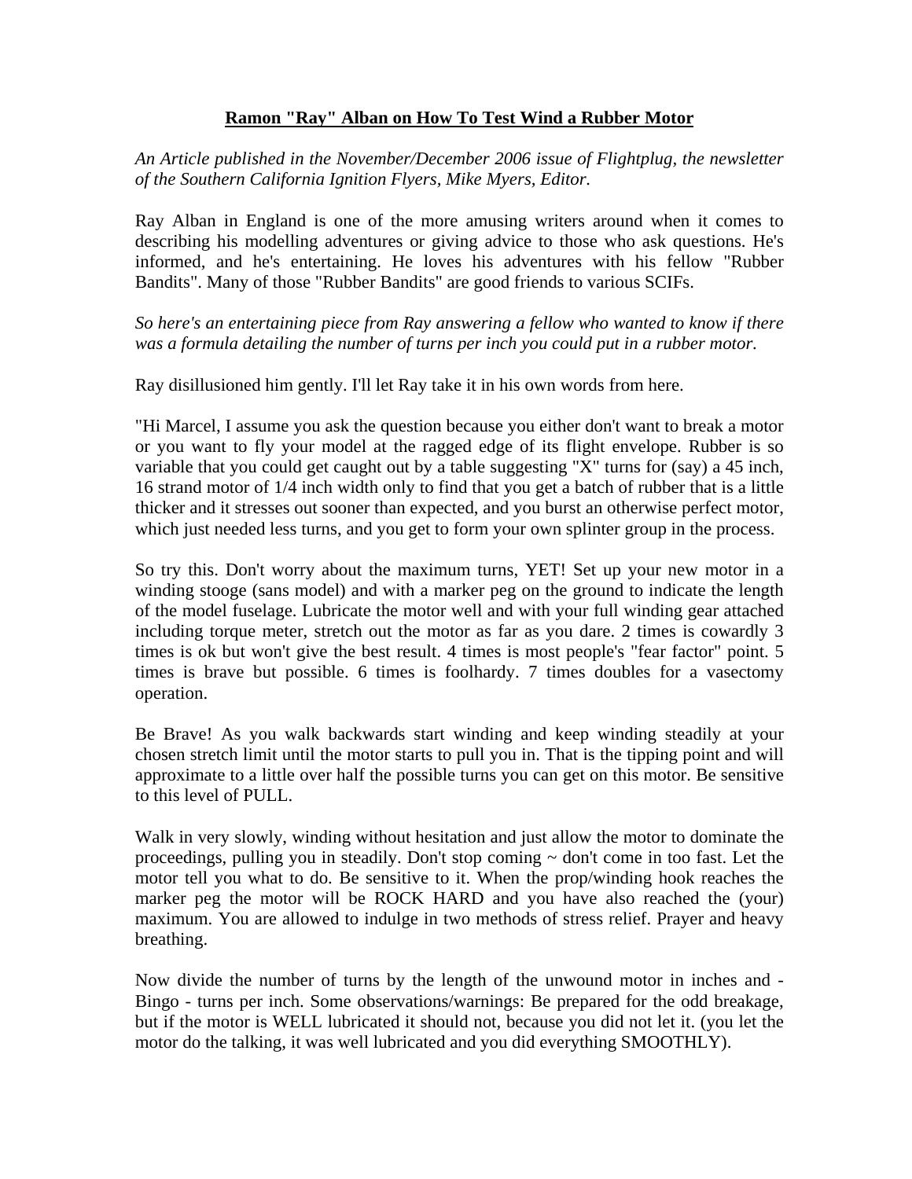# **Ramon "Ray" Alban on How To Test Wind a Rubber Motor**

*An Article published in the November/December 2006 issue of Flightplug, the newsletter of the Southern California Ignition Flyers, Mike Myers, Editor.*

Ray Alban in England is one of the more amusing writers around when it comes to describing his modelling adventures or giving advice to those who ask questions. He's informed, and he's entertaining. He loves his adventures with his fellow "Rubber Bandits". Many of those "Rubber Bandits" are good friends to various SCIFs.

*So here's an entertaining piece from Ray answering a fellow who wanted to know if there was a formula detailing the number of turns per inch you could put in a rubber motor.*

Ray disillusioned him gently. I'll let Ray take it in his own words from here.

"Hi Marcel, I assume you ask the question because you either don't want to break a motor or you want to fly your model at the ragged edge of its flight envelope. Rubber is so variable that you could get caught out by a table suggesting "X" turns for (say) a 45 inch, 16 strand motor of 1/4 inch width only to find that you get a batch of rubber that is a little thicker and it stresses out sooner than expected, and you burst an otherwise perfect motor, which just needed less turns, and you get to form your own splinter group in the process.

So try this. Don't worry about the maximum turns, YET! Set up your new motor in a winding stooge (sans model) and with a marker peg on the ground to indicate the length of the model fuselage. Lubricate the motor well and with your full winding gear attached including torque meter, stretch out the motor as far as you dare. 2 times is cowardly 3 times is ok but won't give the best result. 4 times is most people's "fear factor" point. 5 times is brave but possible. 6 times is foolhardy. 7 times doubles for a vasectomy operation.

Be Brave! As you walk backwards start winding and keep winding steadily at your chosen stretch limit until the motor starts to pull you in. That is the tipping point and will approximate to a little over half the possible turns you can get on this motor. Be sensitive to this level of PULL.

Walk in very slowly, winding without hesitation and just allow the motor to dominate the proceedings, pulling you in steadily. Don't stop coming ~ don't come in too fast. Let the motor tell you what to do. Be sensitive to it. When the prop/winding hook reaches the marker peg the motor will be ROCK HARD and you have also reached the (your) maximum. You are allowed to indulge in two methods of stress relief. Prayer and heavy breathing.

Now divide the number of turns by the length of the unwound motor in inches and - Bingo - turns per inch. Some observations/warnings: Be prepared for the odd breakage, but if the motor is WELL lubricated it should not, because you did not let it. (you let the motor do the talking, it was well lubricated and you did everything SMOOTHLY).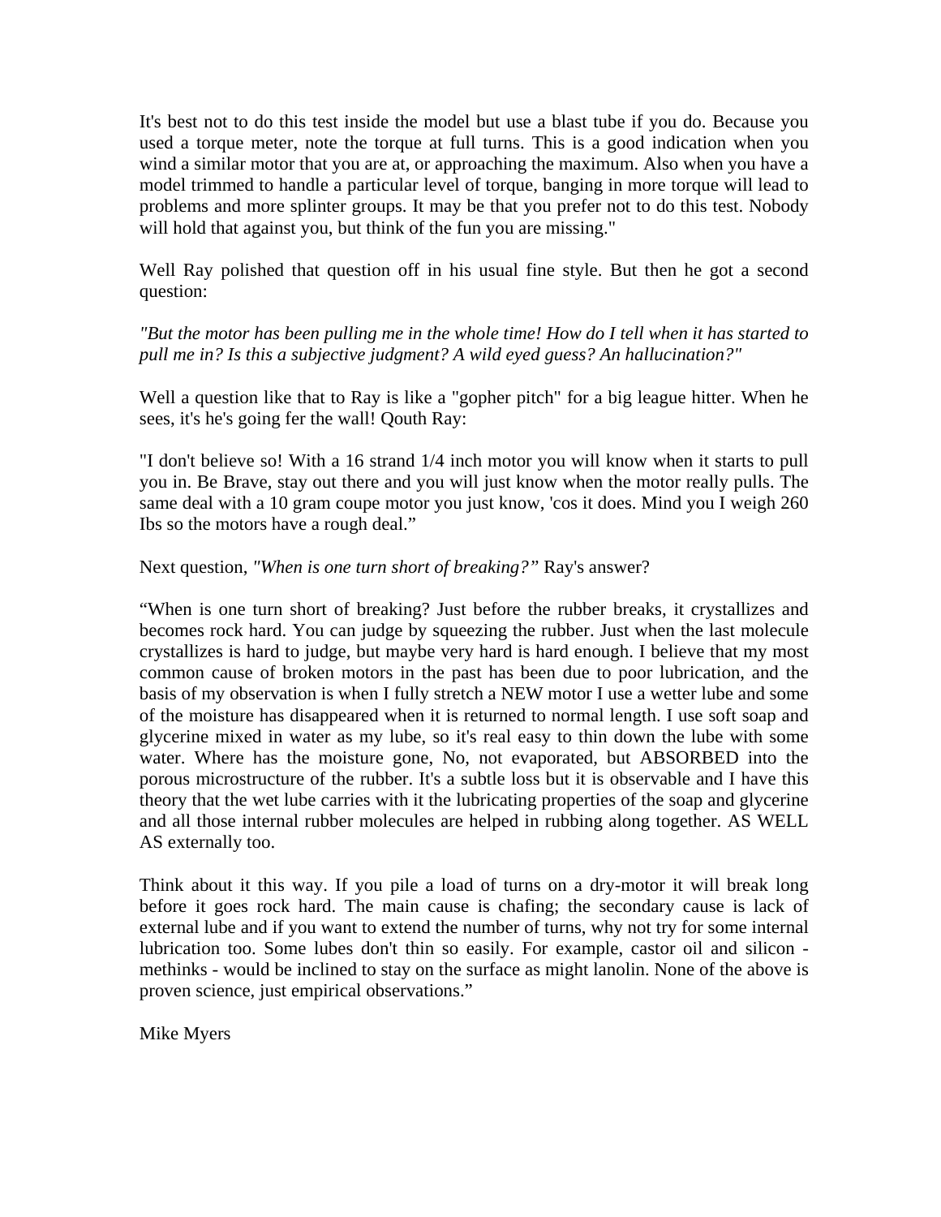It's best not to do this test inside the model but use a blast tube if you do. Because you used a torque meter, note the torque at full turns. This is a good indication when you wind a similar motor that you are at, or approaching the maximum. Also when you have a model trimmed to handle a particular level of torque, banging in more torque will lead to problems and more splinter groups. It may be that you prefer not to do this test. Nobody will hold that against you, but think of the fun you are missing."

Well Ray polished that question off in his usual fine style. But then he got a second question:

*"But the motor has been pulling me in the whole time! How do I tell when it has started to pull me in? Is this a subjective judgment? A wild eyed guess? An hallucination?"*

Well a question like that to Ray is like a "gopher pitch" for a big league hitter. When he sees, it's he's going fer the wall! Qouth Ray:

"I don't believe so! With a 16 strand 1/4 inch motor you will know when it starts to pull you in. Be Brave, stay out there and you will just know when the motor really pulls. The same deal with a 10 gram coupe motor you just know, 'cos it does. Mind you I weigh 260 Ibs so the motors have a rough deal."

Next question, *"When is one turn short of breaking?"* Ray's answer?

"When is one turn short of breaking? Just before the rubber breaks, it crystallizes and becomes rock hard. You can judge by squeezing the rubber. Just when the last molecule crystallizes is hard to judge, but maybe very hard is hard enough. I believe that my most common cause of broken motors in the past has been due to poor lubrication, and the basis of my observation is when I fully stretch a NEW motor I use a wetter lube and some of the moisture has disappeared when it is returned to normal length. I use soft soap and glycerine mixed in water as my lube, so it's real easy to thin down the lube with some water. Where has the moisture gone, No, not evaporated, but ABSORBED into the porous microstructure of the rubber. It's a subtle loss but it is observable and I have this theory that the wet lube carries with it the lubricating properties of the soap and glycerine and all those internal rubber molecules are helped in rubbing along together. AS WELL AS externally too.

Think about it this way. If you pile a load of turns on a dry-motor it will break long before it goes rock hard. The main cause is chafing; the secondary cause is lack of external lube and if you want to extend the number of turns, why not try for some internal lubrication too. Some lubes don't thin so easily. For example, castor oil and silicon - methinks - would be inclined to stay on the surface as might lanolin. None of the above is proven science, just empirical observations."

Mike Myers